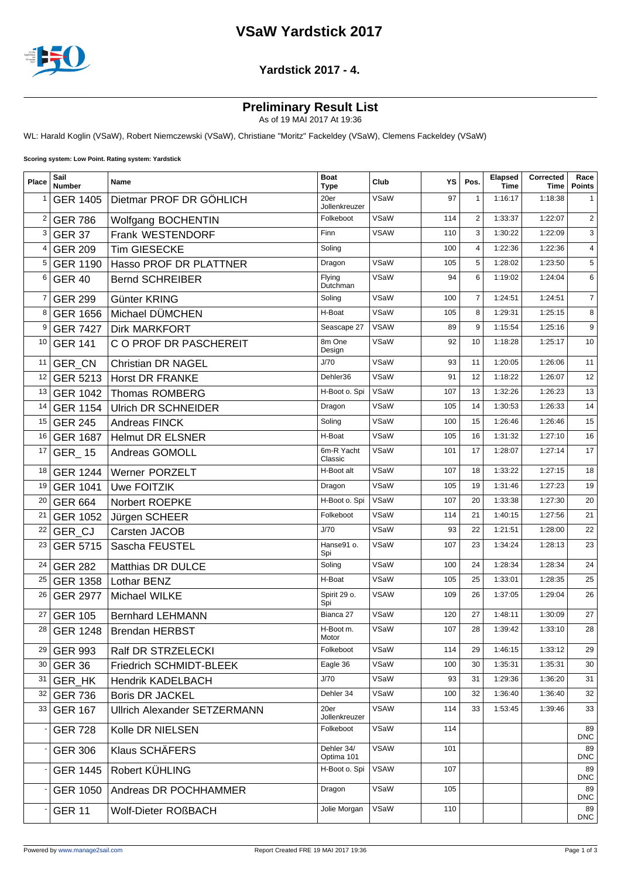# VSaW Yardstick 2017

## Yardstick 2017 - 4.

## Preliminary Result List

As of 19 MAI 2017 At 19:36

WL: Harald Koglin (VSaW), Robert Niemczewski (VSaW), Christiane "Moritz" Fackeldey (VSaW), Clemens Fackeldey (VSaW)

**Scoring system: Low Point. Rating system: Yardstick**

| Place | Sail Number | Name | Boat Type | Club | YS | Pos. | Elapsed Time | Corrected Time | Race Points |
|---|---|---|---|---|---|---|---|---|---|
| 1 | GER 1405 | Dietmar PROF DR GÖHLICH | 20er Jollenkreuzer | VSaW | 97 | 1 | 1:16:17 | 1:18:38 | 1 |
| 2 | GER 786 | Wolfgang BOCHENTIN | Folkeboot | VSaW | 114 | 2 | 1:33:37 | 1:22:07 | 2 |
| 3 | GER 37 | Frank WESTENDORF | Finn | VSAW | 110 | 3 | 1:30:22 | 1:22:09 | 3 |
| 4 | GER 209 | Tim GIESECKE | Soling | | 100 | 4 | 1:22:36 | 1:22:36 | 4 |
| 5 | GER 1190 | Hasso PROF DR PLATTNER | Dragon | VSaW | 105 | 5 | 1:28:02 | 1:23:50 | 5 |
| 6 | GER 40 | Bernd SCHREIBER | Flying Dutchman | VSaW | 94 | 6 | 1:19:02 | 1:24:04 | 6 |
| 7 | GER 299 | Günter KRING | Soling | VSaW | 100 | 7 | 1:24:51 | 1:24:51 | 7 |
| 8 | GER 1656 | Michael DÜMCHEN | H-Boat | VSaW | 105 | 8 | 1:29:31 | 1:25:15 | 8 |
| 9 | GER 7427 | Dirk MARKFORT | Seascape 27 | VSAW | 89 | 9 | 1:15:54 | 1:25:16 | 9 |
| 10 | GER 141 | C O PROF DR PASCHEREIT | 8m One Design | VSaW | 92 | 10 | 1:18:28 | 1:25:17 | 10 |
| 11 | GER_CN | Christian DR NAGEL | J/70 | VSaW | 93 | 11 | 1:20:05 | 1:26:06 | 11 |
| 12 | GER 5213 | Horst DR FRANKE | Dehler36 | VSaW | 91 | 12 | 1:18:22 | 1:26:07 | 12 |
| 13 | GER 1042 | Thomas ROMBERG | H-Boot o. Spi | VSaW | 107 | 13 | 1:32:26 | 1:26:23 | 13 |
| 14 | GER 1154 | Ulrich DR SCHNEIDER | Dragon | VSaW | 105 | 14 | 1:30:53 | 1:26:33 | 14 |
| 15 | GER 245 | Andreas FINCK | Soling | VSaW | 100 | 15 | 1:26:46 | 1:26:46 | 15 |
| 16 | GER 1687 | Helmut DR ELSNER | H-Boat | VSaW | 105 | 16 | 1:31:32 | 1:27:10 | 16 |
| 17 | GER_15 | Andreas GOMOLL | 6m-R Yacht Classic | VSaW | 101 | 17 | 1:28:07 | 1:27:14 | 17 |
| 18 | GER 1244 | Werner PORZELT | H-Boot alt | VSaW | 107 | 18 | 1:33:22 | 1:27:15 | 18 |
| 19 | GER 1041 | Uwe FOITZIK | Dragon | VSaW | 105 | 19 | 1:31:46 | 1:27:23 | 19 |
| 20 | GER 664 | Norbert ROEPKE | H-Boot o. Spi | VSaW | 107 | 20 | 1:33:38 | 1:27:30 | 20 |
| 21 | GER 1052 | Jürgen SCHEER | Folkeboot | VSaW | 114 | 21 | 1:40:15 | 1:27:56 | 21 |
| 22 | GER_CJ | Carsten JACOB | J/70 | VSaW | 93 | 22 | 1:21:51 | 1:28:00 | 22 |
| 23 | GER 5715 | Sascha FEUSTEL | Hanse91 o. Spi | VSaW | 107 | 23 | 1:34:24 | 1:28:13 | 23 |
| 24 | GER 282 | Matthias DR DULCE | Soling | VSaW | 100 | 24 | 1:28:34 | 1:28:34 | 24 |
| 25 | GER 1358 | Lothar BENZ | H-Boat | VSaW | 105 | 25 | 1:33:01 | 1:28:35 | 25 |
| 26 | GER 2977 | Michael WILKE | Spirit 29 o. Spi | VSAW | 109 | 26 | 1:37:05 | 1:29:04 | 26 |
| 27 | GER 105 | Bernhard LEHMANN | Bianca 27 | VSaW | 120 | 27 | 1:48:11 | 1:30:09 | 27 |
| 28 | GER 1248 | Brendan HERBST | H-Boot m. Motor | VSaW | 107 | 28 | 1:39:42 | 1:33:10 | 28 |
| 29 | GER 993 | Ralf DR STRZELECKI | Folkeboot | VSaW | 114 | 29 | 1:46:15 | 1:33:12 | 29 |
| 30 | GER 36 | Friedrich SCHMIDT-BLEEK | Eagle 36 | VSaW | 100 | 30 | 1:35:31 | 1:35:31 | 30 |
| 31 | GER_HK | Hendrik KADELBACH | J/70 | VSaW | 93 | 31 | 1:29:36 | 1:36:20 | 31 |
| 32 | GER 736 | Boris DR JACKEL | Dehler 34 | VSaW | 100 | 32 | 1:36:40 | 1:36:40 | 32 |
| 33 | GER 167 | Ullrich Alexander SETZERMANN | 20er Jollenkreuzer | VSAW | 114 | 33 | 1:53:45 | 1:39:46 | 33 |
| - | GER 728 | Kolle DR NIELSEN | Folkeboot | VSaW | 114 | | | | 89 DNC |
| - | GER 306 | Klaus SCHÄFERS | Dehler 34/ Optima 101 | VSAW | 101 | | | | 89 DNC |
| - | GER 1445 | Robert KÜHLING | H-Boot o. Spi | VSAW | 107 | | | | 89 DNC |
| - | GER 1050 | Andreas DR POCHHAMMER | Dragon | VSaW | 105 | | | | 89 DNC |
| - | GER 11 | Wolf-Dieter ROßBACH | Jolie Morgan | VSaW | 110 | | | | 89 DNC |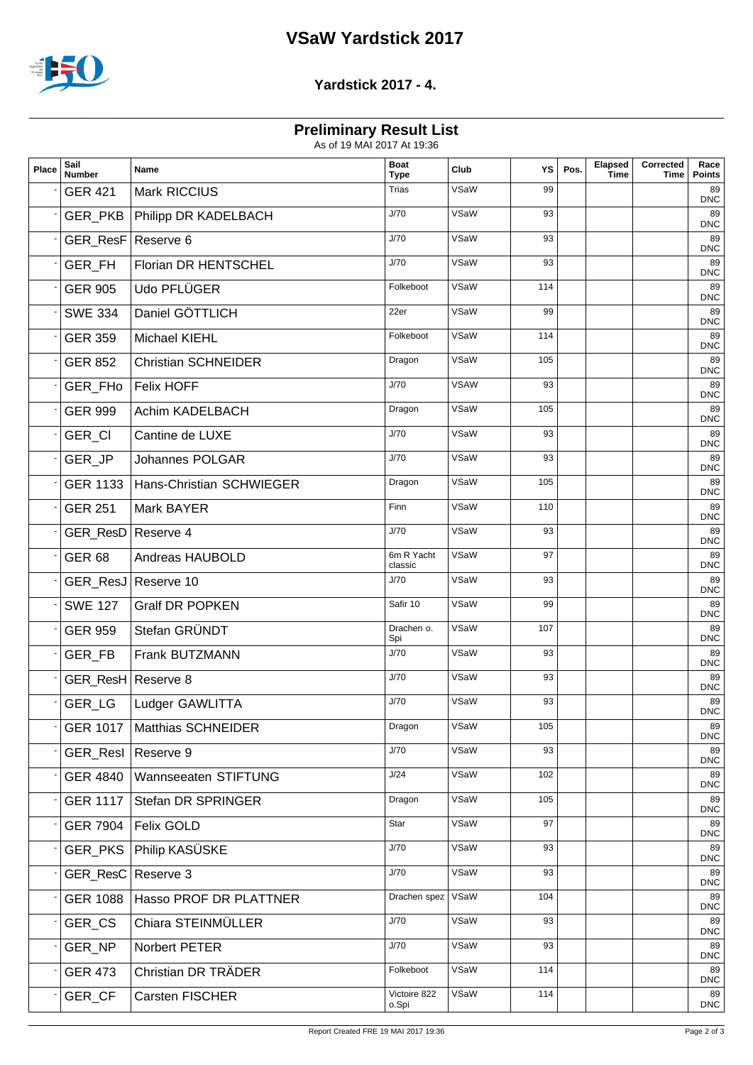# VSaW Yardstick 2017

## Yardstick 2017 - 4.

### Preliminary Result List

As of 19 MAI 2017 At 19:36

| Place | Sail Number | Name | Boat Type | Club | YS | Pos. | Elapsed Time | Corrected Time | Race Points |
|---|---|---|---|---|---|---|---|---|---|
| - | GER 421 | Mark RICCIUS | Trias | VSaW | 99 | | | | 89 DNC |
| - | GER_PKB | Philipp DR KADELBACH | J/70 | VSaW | 93 | | | | 89 DNC |
| - | GER_ResF | Reserve 6 | J/70 | VSaW | 93 | | | | 89 DNC |
| - | GER_FH | Florian DR HENTSCHEL | J/70 | VSaW | 93 | | | | 89 DNC |
| - | GER 905 | Udo PFLÜGER | Folkeboot | VSaW | 114 | | | | 89 DNC |
| - | SWE 334 | Daniel GÖTTLICH | 22er | VSaW | 99 | | | | 89 DNC |
| - | GER 359 | Michael KIEHL | Folkeboot | VSaW | 114 | | | | 89 DNC |
| - | GER 852 | Christian SCHNEIDER | Dragon | VSaW | 105 | | | | 89 DNC |
| - | GER_FHo | Felix HOFF | J/70 | VSAW | 93 | | | | 89 DNC |
| - | GER 999 | Achim KADELBACH | Dragon | VSaW | 105 | | | | 89 DNC |
| - | GER_Cl | Cantine de LUXE | J/70 | VSaW | 93 | | | | 89 DNC |
| - | GER_JP | Johannes POLGAR | J/70 | VSaW | 93 | | | | 89 DNC |
| - | GER 1133 | Hans-Christian SCHWIEGER | Dragon | VSaW | 105 | | | | 89 DNC |
| - | GER 251 | Mark BAYER | Finn | VSaW | 110 | | | | 89 DNC |
| - | GER_ResD | Reserve 4 | J/70 | VSaW | 93 | | | | 89 DNC |
| - | GER 68 | Andreas HAUBOLD | 6m R Yacht classic | VSaW | 97 | | | | 89 DNC |
| - | GER_ResJ | Reserve 10 | J/70 | VSaW | 93 | | | | 89 DNC |
| - | SWE 127 | Gralf DR POPKEN | Safir 10 | VSaW | 99 | | | | 89 DNC |
| - | GER 959 | Stefan GRÜNDT | Drachen o. Spi | VSaW | 107 | | | | 89 DNC |
| - | GER_FB | Frank BUTZMANN | J/70 | VSaW | 93 | | | | 89 DNC |
| - | GER_ResH | Reserve 8 | J/70 | VSaW | 93 | | | | 89 DNC |
| - | GER_LG | Ludger GAWLITTA | J/70 | VSaW | 93 | | | | 89 DNC |
| - | GER 1017 | Matthias SCHNEIDER | Dragon | VSaW | 105 | | | | 89 DNC |
| - | GER_ResI | Reserve 9 | J/70 | VSaW | 93 | | | | 89 DNC |
| - | GER 4840 | Wannseeaten STIFTUNG | J/24 | VSaW | 102 | | | | 89 DNC |
| - | GER 1117 | Stefan DR SPRINGER | Dragon | VSaW | 105 | | | | 89 DNC |
| - | GER 7904 | Felix GOLD | Star | VSaW | 97 | | | | 89 DNC |
| - | GER_PKS | Philip KASÜSKE | J/70 | VSaW | 93 | | | | 89 DNC |
| - | GER_ResC | Reserve 3 | J/70 | VSaW | 93 | | | | 89 DNC |
| - | GER 1088 | Hasso PROF DR PLATTNER | Drachen spez | VSaW | 104 | | | | 89 DNC |
| - | GER_CS | Chiara STEINMÜLLER | J/70 | VSaW | 93 | | | | 89 DNC |
| - | GER_NP | Norbert PETER | J/70 | VSaW | 93 | | | | 89 DNC |
| - | GER 473 | Christian DR TRÄDER | Folkeboot | VSaW | 114 | | | | 89 DNC |
| - | GER_CF | Carsten FISCHER | Victoire 822 o.Spi | VSaW | 114 | | | | 89 DNC |

Report Created FRE 19 MAI 2017 19:36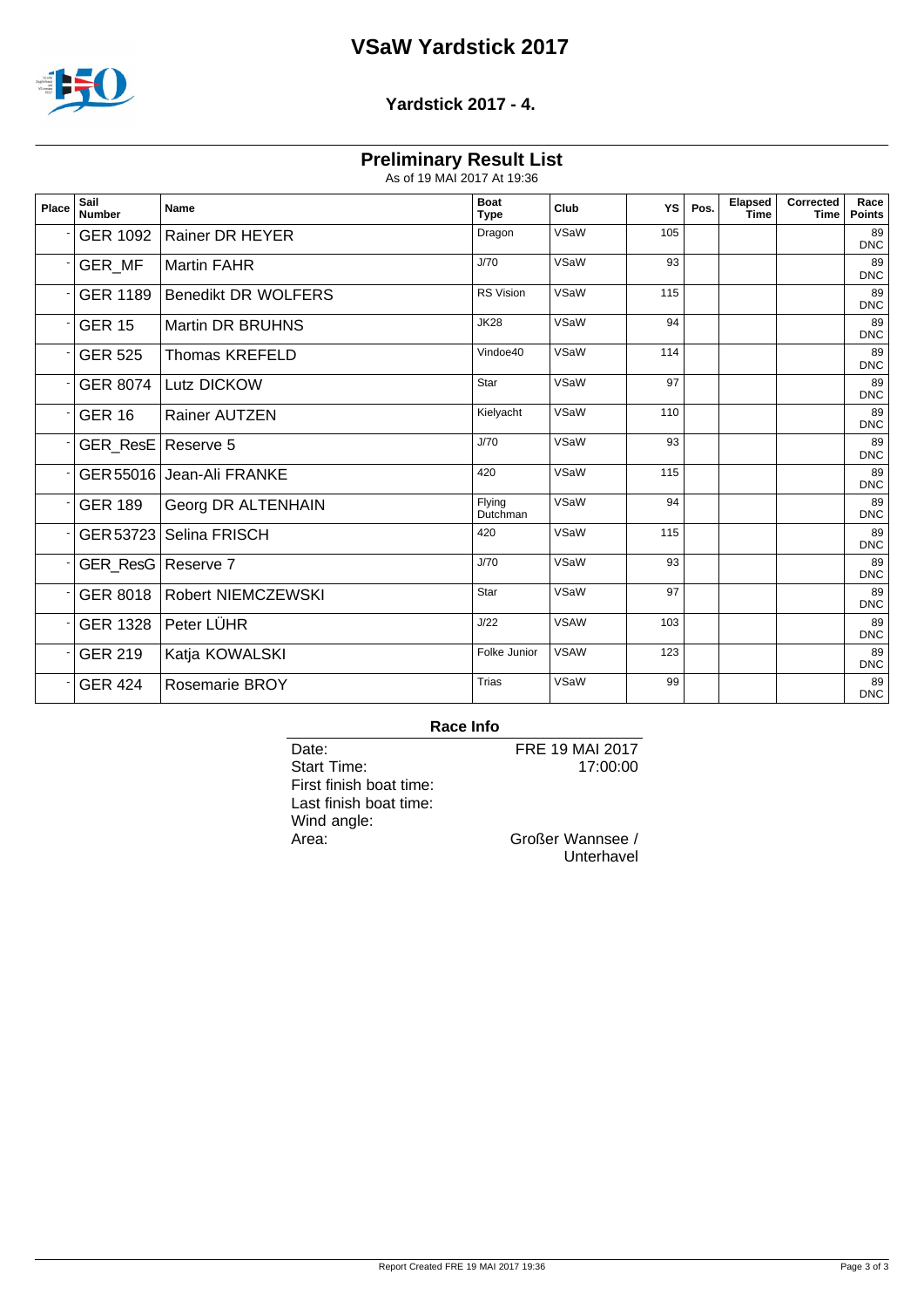# VSaW Yardstick 2017

## Yardstick 2017 - 4.

### Preliminary Result List

As of 19 MAI 2017 At 19:36

| Place | Sail Number | Name | Boat Type | Club | YS | Pos. | Elapsed Time | Corrected Time | Race Points |
|---|---|---|---|---|---|---|---|---|---|
| - | GER 1092 | Rainer DR HEYER | Dragon | VSaW | 105 | | | | 89 DNC |
| - | GER_MF | Martin FAHR | J/70 | VSaW | 93 | | | | 89 DNC |
| - | GER 1189 | Benedikt DR WOLFERS | RS Vision | VSaW | 115 | | | | 89 DNC |
| - | GER 15 | Martin DR BRUHNS | JK28 | VSaW | 94 | | | | 89 DNC |
| - | GER 525 | Thomas KREFELD | Vindoe40 | VSaW | 114 | | | | 89 DNC |
| - | GER 8074 | Lutz DICKOW | Star | VSaW | 97 | | | | 89 DNC |
| - | GER 16 | Rainer AUTZEN | Kielyacht | VSaW | 110 | | | | 89 DNC |
| - | GER_ResE | Reserve 5 | J/70 | VSaW | 93 | | | | 89 DNC |
| - | GER 55016 | Jean-Ali FRANKE | 420 | VSaW | 115 | | | | 89 DNC |
| - | GER 189 | Georg DR ALTENHAIN | Flying Dutchman | VSaW | 94 | | | | 89 DNC |
| - | GER 53723 | Selina FRISCH | 420 | VSaW | 115 | | | | 89 DNC |
| - | GER_ResG | Reserve 7 | J/70 | VSaW | 93 | | | | 89 DNC |
| - | GER 8018 | Robert NIEMCZEWSKI | Star | VSaW | 97 | | | | 89 DNC |
| - | GER 1328 | Peter LÜHR | J/22 | VSAW | 103 | | | | 89 DNC |
| - | GER 219 | Katja KOWALSKI | Folke Junior | VSAW | 123 | | | | 89 DNC |
| - | GER 424 | Rosemarie BROY | Trias | VSaW | 99 | | | | 89 DNC |

**Race Info**

| | |
|---|---|
| Date: | FRE 19 MAI 2017 |
| Start Time: | 17:00:00 |
| First finish boat time: | |
| Last finish boat time: | |
| Wind angle: | |
| Area: | Großer Wannsee / Unterhavel |

Report Created FRE 19 MAI 2017 19:36